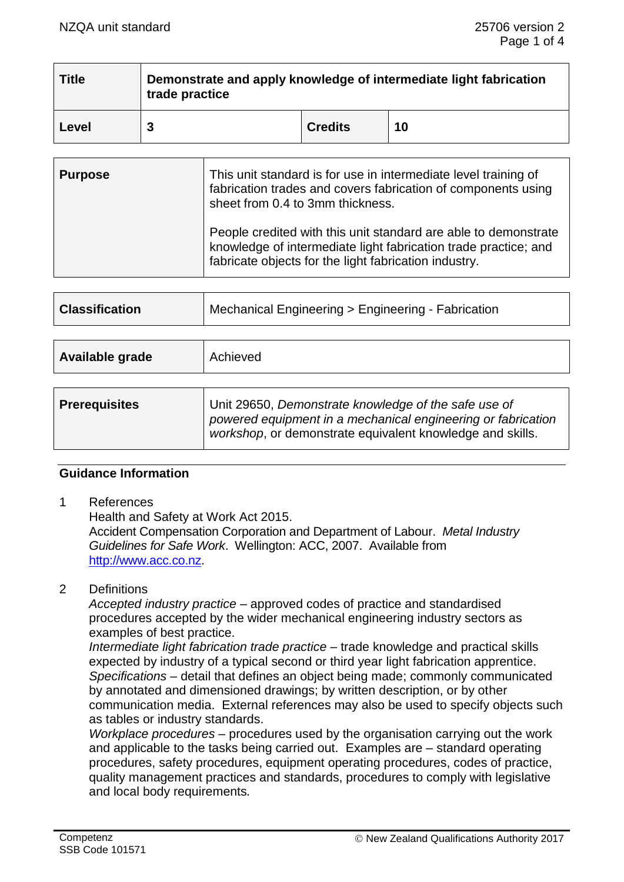| Title | Demonstrate and apply knowledge of intermediate light fabrication trade practice | | |
|---|---|---|---|
| **Level** | **3** | **Credits** | **10** |

| | |
|---|---|
| **Purpose** | This unit standard is for use in intermediate level training of fabrication trades and covers fabrication of components using sheet from 0.4 to 3mm thickness.<br><br>People credited with this unit standard are able to demonstrate knowledge of intermediate light fabrication trade practice; and fabricate objects for the light fabrication industry. |

| | |
|---|---|
| **Classification** | Mechanical Engineering > Engineering - Fabrication |

| | |
|---|---|
| **Available grade** | Achieved |

| | |
|---|---|
| **Prerequisites** | Unit 29650, *Demonstrate knowledge of the safe use of powered equipment in a mechanical engineering or fabrication workshop*, or demonstrate equivalent knowledge and skills. |

## Guidance Information

1 References

Health and Safety at Work Act 2015.

Accident Compensation Corporation and Department of Labour. *Metal Industry Guidelines for Safe Work*. Wellington: ACC, 2007. Available from http://www.acc.co.nz.

2 Definitions

*Accepted industry practice* – approved codes of practice and standardised procedures accepted by the wider mechanical engineering industry sectors as examples of best practice.

*Intermediate light fabrication trade practice* – trade knowledge and practical skills expected by industry of a typical second or third year light fabrication apprentice.

*Specifications* – detail that defines an object being made; commonly communicated by annotated and dimensioned drawings; by written description, or by other communication media. External references may also be used to specify objects such as tables or industry standards.

*Workplace procedures* – procedures used by the organisation carrying out the work and applicable to the tasks being carried out. Examples are – standard operating procedures, safety procedures, equipment operating procedures, codes of practice, quality management practices and standards, procedures to comply with legislative and local body requirements.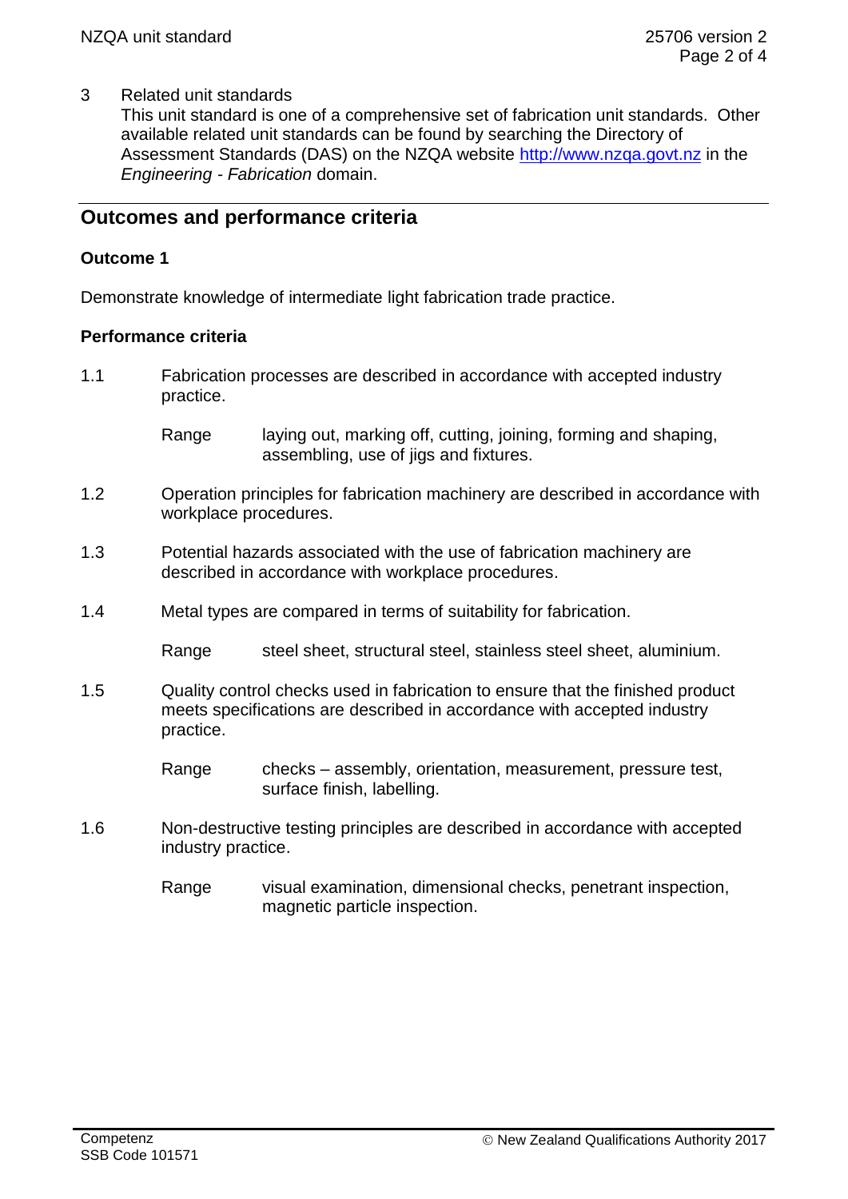3 Related unit standards
This unit standard is one of a comprehensive set of fabrication unit standards. Other available related unit standards can be found by searching the Directory of Assessment Standards (DAS) on the NZQA website http://www.nzqa.govt.nz in the *Engineering - Fabrication* domain.

## Outcomes and performance criteria

### Outcome 1

Demonstrate knowledge of intermediate light fabrication trade practice.

### Performance criteria

1.1 Fabrication processes are described in accordance with accepted industry practice.

Range laying out, marking off, cutting, joining, forming and shaping, assembling, use of jigs and fixtures.

1.2 Operation principles for fabrication machinery are described in accordance with workplace procedures.

1.3 Potential hazards associated with the use of fabrication machinery are described in accordance with workplace procedures.

1.4 Metal types are compared in terms of suitability for fabrication.

Range steel sheet, structural steel, stainless steel sheet, aluminium.

1.5 Quality control checks used in fabrication to ensure that the finished product meets specifications are described in accordance with accepted industry practice.

Range checks – assembly, orientation, measurement, pressure test, surface finish, labelling.

1.6 Non-destructive testing principles are described in accordance with accepted industry practice.

Range visual examination, dimensional checks, penetrant inspection, magnetic particle inspection.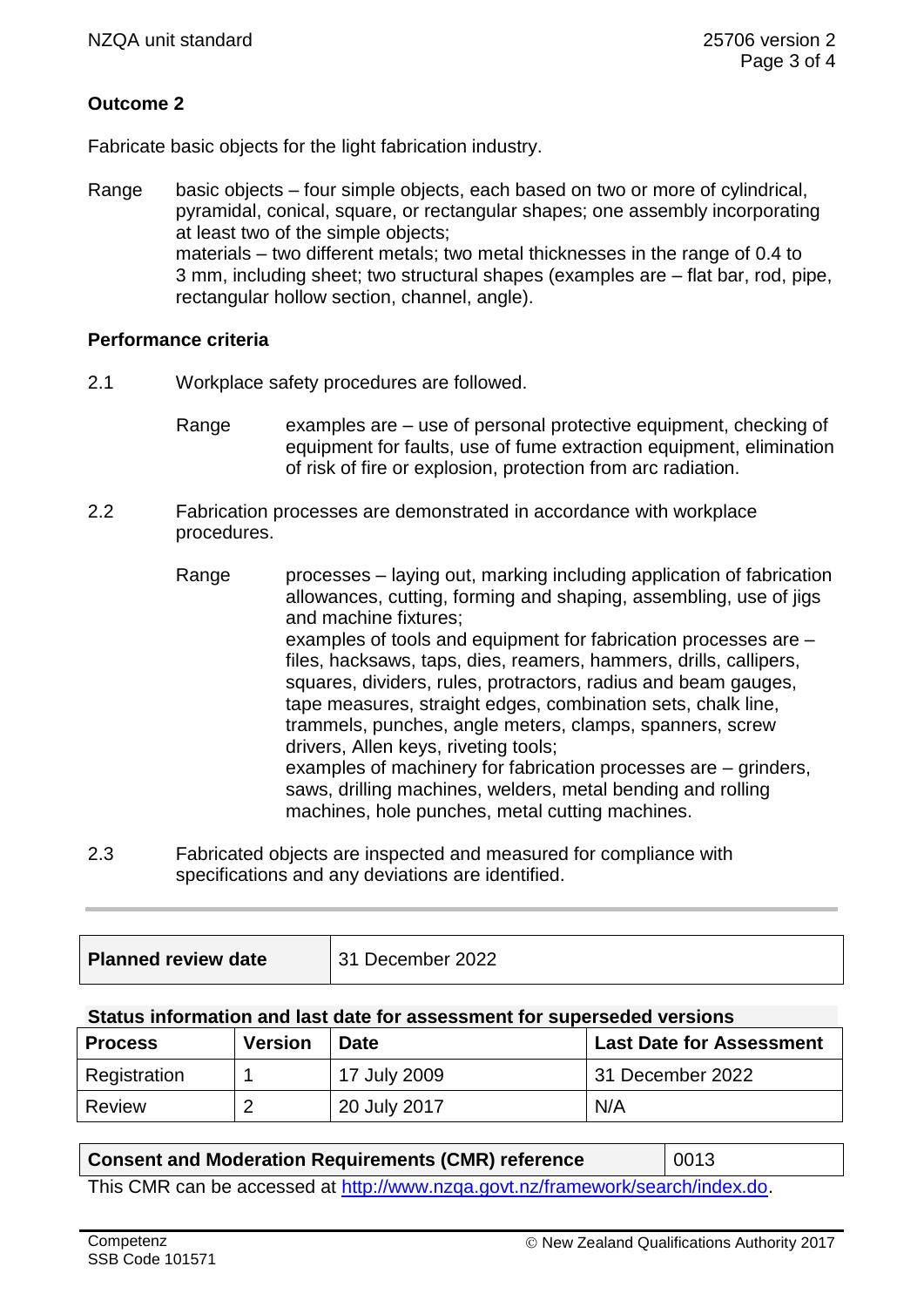**Outcome 2**

Fabricate basic objects for the light fabrication industry.

Range basic objects – four simple objects, each based on two or more of cylindrical, pyramidal, conical, square, or rectangular shapes; one assembly incorporating at least two of the simple objects;
materials – two different metals; two metal thicknesses in the range of 0.4 to 3 mm, including sheet; two structural shapes (examples are – flat bar, rod, pipe, rectangular hollow section, channel, angle).

**Performance criteria**

2.1 Workplace safety procedures are followed.

Range examples are – use of personal protective equipment, checking of equipment for faults, use of fume extraction equipment, elimination of risk of fire or explosion, protection from arc radiation.

2.2 Fabrication processes are demonstrated in accordance with workplace procedures.

Range processes – laying out, marking including application of fabrication allowances, cutting, forming and shaping, assembling, use of jigs and machine fixtures;
examples of tools and equipment for fabrication processes are – files, hacksaws, taps, dies, reamers, hammers, drills, callipers, squares, dividers, rules, protractors, radius and beam gauges, tape measures, straight edges, combination sets, chalk line, trammels, punches, angle meters, clamps, spanners, screw drivers, Allen keys, riveting tools;
examples of machinery for fabrication processes are – grinders, saws, drilling machines, welders, metal bending and rolling machines, hole punches, metal cutting machines.

2.3 Fabricated objects are inspected and measured for compliance with specifications and any deviations are identified.

| **Planned review date** | 31 December 2022 |
|---|---|

**Status information and last date for assessment for superseded versions**

| Process | Version | Date | Last Date for Assessment |
|---|---|---|---|
| Registration | 1 | 17 July 2009 | 31 December 2022 |
| Review | 2 | 20 July 2017 | N/A |

| **Consent and Moderation Requirements (CMR) reference** | 0013 |
|---|---|

This CMR can be accessed at http://www.nzqa.govt.nz/framework/search/index.do.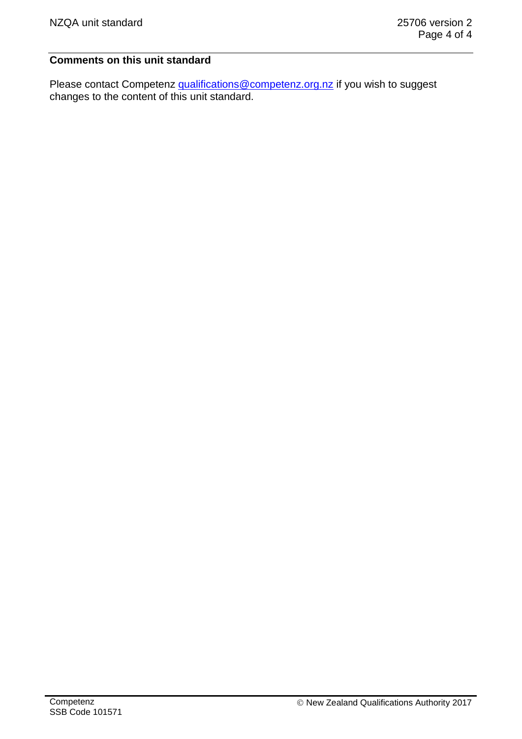**Comments on this unit standard**

Please contact Competenz qualifications@competenz.org.nz if you wish to suggest changes to the content of this unit standard.